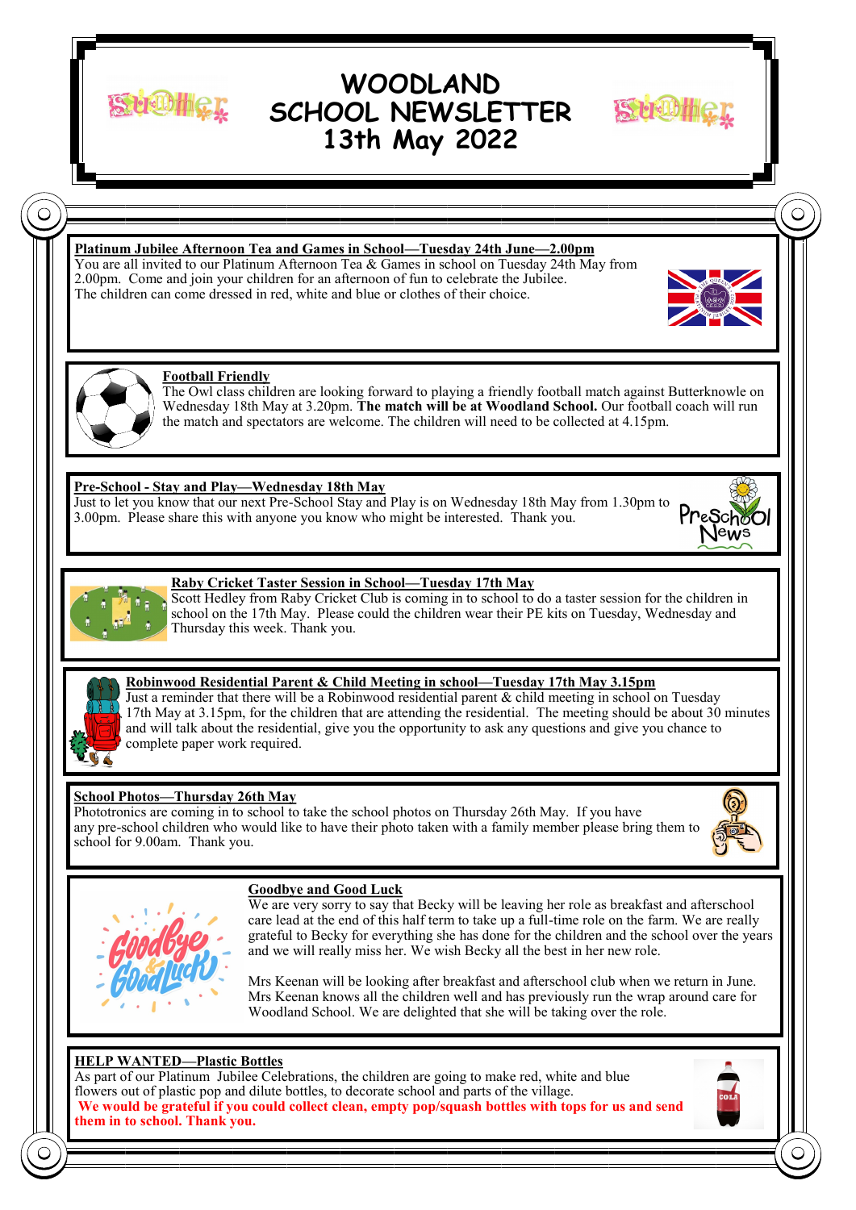# WOODLAND SCHOOL NEWSLETTER 13th May 2022

## Platinum Jubilee Afternoon Tea and Games in School—Tuesday 24th June—2.00pm

You are all invited to our Platinum Afternoon Tea & Games in school on Tuesday 24th May from 2.00pm. Come and join your children for an afternoon of fun to celebrate the Jubilee.
The children can come dressed in red, white and blue or clothes of their choice.

## Football Friendly

The Owl class children are looking forward to playing a friendly football match against Butterknowle on Wednesday 18th May at 3.20pm. **The match will be at Woodland School.** Our football coach will run the match and spectators are welcome. The children will need to be collected at 4.15pm.

## Pre-School - Stay and Play—Wednesday 18th May

Just to let you know that our next Pre-School Stay and Play is on Wednesday 18th May from 1.30pm to 3.00pm. Please share this with anyone you know who might be interested. Thank you.

## Raby Cricket Taster Session in School—Tuesday 17th May

Scott Hedley from Raby Cricket Club is coming in to school to do a taster session for the children in school on the 17th May. Please could the children wear their PE kits on Tuesday, Wednesday and Thursday this week. Thank you.

## Robinwood Residential Parent & Child Meeting in school—Tuesday 17th May 3.15pm

Just a reminder that there will be a Robinwood residential parent & child meeting in school on Tuesday 17th May at 3.15pm, for the children that are attending the residential. The meeting should be about 30 minutes and will talk about the residential, give you the opportunity to ask any questions and give you chance to complete paper work required.

## School Photos—Thursday 26th May

Phototronics are coming in to school to take the school photos on Thursday 26th May. If you have any pre-school children who would like to have their photo taken with a family member please bring them to school for 9.00am. Thank you.

## Goodbye and Good Luck

We are very sorry to say that Becky will be leaving her role as breakfast and afterschool care lead at the end of this half term to take up a full-time role on the farm. We are really grateful to Becky for everything she has done for the children and the school over the years and we will really miss her. We wish Becky all the best in her new role.

Mrs Keenan will be looking after breakfast and afterschool club when we return in June. Mrs Keenan knows all the children well and has previously run the wrap around care for Woodland School. We are delighted that she will be taking over the role.

## HELP WANTED—Plastic Bottles

As part of our Platinum Jubilee Celebrations, the children are going to make red, white and blue flowers out of plastic pop and dilute bottles, to decorate school and parts of the village.
**We would be grateful if you could collect clean, empty pop/squash bottles with tops for us and send them in to school. Thank you.**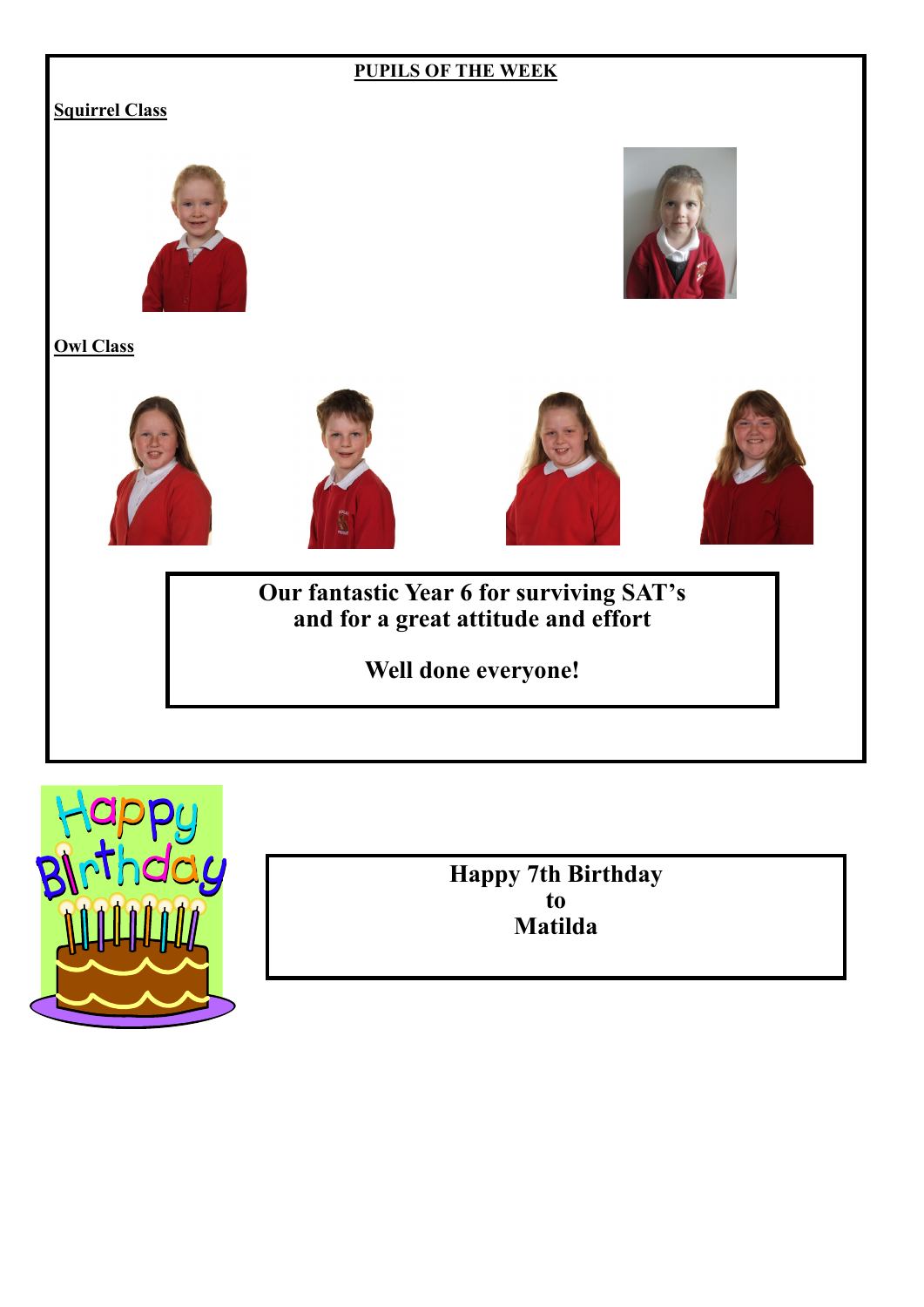**PUPILS OF THE WEEK**

**Squirrel Class**

**Owl Class**

**Our fantastic Year 6 for surviving SAT's and for a great attitude and effort**

**Well done everyone!**

**Happy 7th Birthday to Matilda**